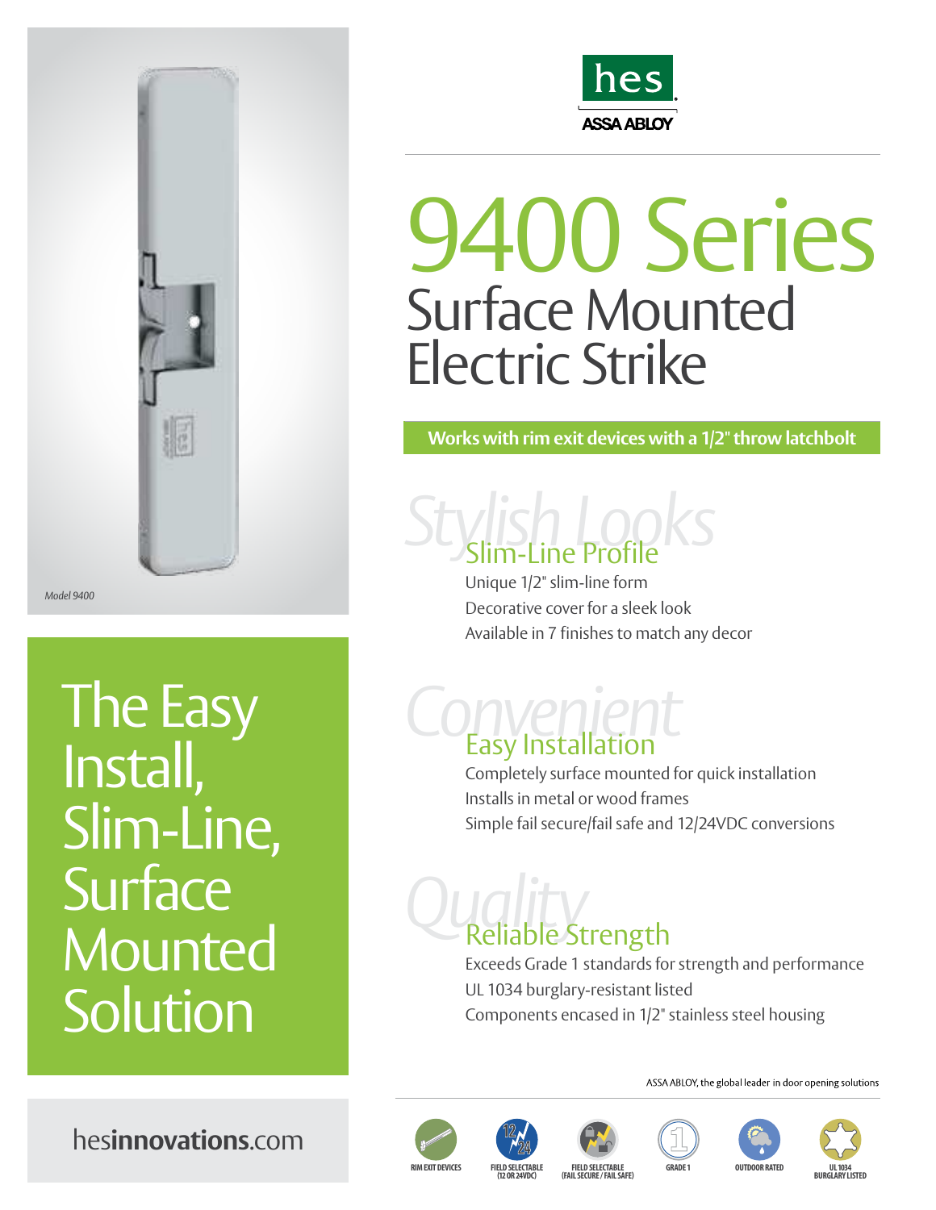hes
ASSA ABLOY

# 9400 Series

## Surface Mounted Electric Strike

**Works with rim exit devices with a 1/2" throw latchbolt**

*Model 9400*

Stylish Looks

### Slim-Line Profile

Unique 1/2" slim-line form
Decorative cover for a sleek look
Available in 7 finishes to match any decor

Convenient

### Easy Installation

Completely surface mounted for quick installation
Installs in metal or wood frames
Simple fail secure/fail safe and 12/24VDC conversions

Quality

### Reliable Strength

Exceeds Grade 1 standards for strength and performance
UL 1034 burglary-resistant listed
Components encased in 1/2" stainless steel housing

## The Easy Install, Slim-Line, Surface Mounted Solution

ASSA ABLOY, the global leader in door opening solutions

hes**innovations**.com

RIM EXIT DEVICES | FIELD SELECTABLE (12 OR 24VDC) | FIELD SELECTABLE (FAIL SECURE / FAIL SAFE) | GRADE 1 | OUTDOOR RATED | UL 1034 BURGLARY LISTED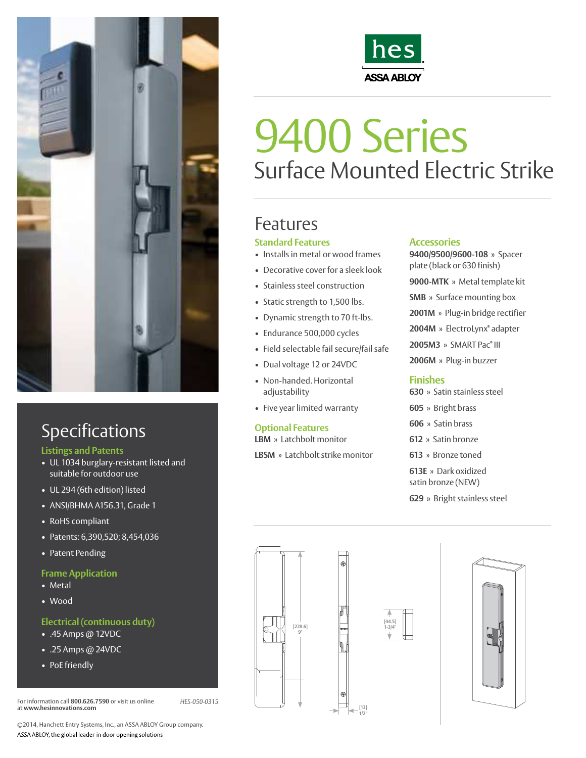hes

ASSA ABLOY

# 9400 Series

## Surface Mounted Electric Strike

## Features

### Standard Features

- Installs in metal or wood frames
- Decorative cover for a sleek look
- Stainless steel construction
- Static strength to 1,500 lbs.
- Dynamic strength to 70 ft-lbs.
- Endurance 500,000 cycles
- Field selectable fail secure/fail safe
- Dual voltage 12 or 24VDC
- Non-handed. Horizontal adjustability
- Five year limited warranty

### Optional Features

**LBM** » Latchbolt monitor

**LBSM** » Latchbolt strike monitor

### Accessories

**9400/9500/9600-108** » Spacer plate (black or 630 finish)

**9000-MTK** » Metal template kit

**SMB** » Surface mounting box

**2001M** » Plug-in bridge rectifier

**2004M** » ElectroLynx® adapter

**2005M3** » SMART Pac® III

**2006M** » Plug-in buzzer

### Finishes

**630** » Satin stainless steel

**605** » Bright brass

**606** » Satin brass

**612** » Satin bronze

**613** » Bronze toned

**613E** » Dark oxidized satin bronze (NEW)

**629** » Bright stainless steel

## Specifications

### Listings and Patents

- UL 1034 burglary-resistant listed and suitable for outdoor use
- UL 294 (6th edition) listed
- ANSI/BHMA A156.31, Grade 1
- RoHS compliant
- Patents: 6,390,520; 8,454,036
- Patent Pending

### Frame Application

- Metal
- Wood

### Electrical (continuous duty)

- .45 Amps @ 12VDC
- .25 Amps @ 24VDC
- PoE friendly

[228.6]
9"

[44.5]
1-3/4"

[13]
1/2"

For information call **800.626.7590** or visit us online at **www.hesinnovations.com**

HES-050-0315

©2014, Hanchett Entry Systems, Inc., an ASSA ABLOY Group company.
ASSA ABLOY, the global leader in door opening solutions